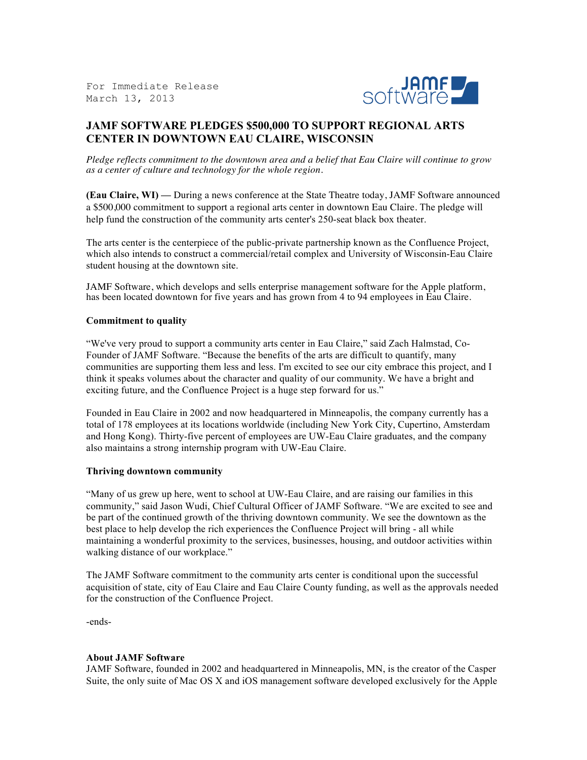For Immediate Release
March 13, 2013

# JAMF SOFTWARE PLEDGES $500,000 TO SUPPORT REGIONAL ARTS CENTER IN DOWNTOWN EAU CLAIRE, WISCONSIN

*Pledge reflects commitment to the downtown area and a belief that Eau Claire will continue to grow as a center of culture and technology for the whole region.*

**(Eau Claire, WI) —** During a news conference at the State Theatre today, JAMF Software announced a $500,000 commitment to support a regional arts center in downtown Eau Claire. The pledge will help fund the construction of the community arts center's 250-seat black box theater.

The arts center is the centerpiece of the public-private partnership known as the Confluence Project, which also intends to construct a commercial/retail complex and University of Wisconsin-Eau Claire student housing at the downtown site.

JAMF Software, which develops and sells enterprise management software for the Apple platform, has been located downtown for five years and has grown from 4 to 94 employees in Eau Claire.

**Commitment to quality**

"We've very proud to support a community arts center in Eau Claire," said Zach Halmstad, Co-Founder of JAMF Software. "Because the benefits of the arts are difficult to quantify, many communities are supporting them less and less. I'm excited to see our city embrace this project, and I think it speaks volumes about the character and quality of our community. We have a bright and exciting future, and the Confluence Project is a huge step forward for us."

Founded in Eau Claire in 2002 and now headquartered in Minneapolis, the company currently has a total of 178 employees at its locations worldwide (including New York City, Cupertino, Amsterdam and Hong Kong). Thirty-five percent of employees are UW-Eau Claire graduates, and the company also maintains a strong internship program with UW-Eau Claire.

**Thriving downtown community**

"Many of us grew up here, went to school at UW-Eau Claire, and are raising our families in this community," said Jason Wudi, Chief Cultural Officer of JAMF Software. "We are excited to see and be part of the continued growth of the thriving downtown community. We see the downtown as the best place to help develop the rich experiences the Confluence Project will bring - all while maintaining a wonderful proximity to the services, businesses, housing, and outdoor activities within walking distance of our workplace."

The JAMF Software commitment to the community arts center is conditional upon the successful acquisition of state, city of Eau Claire and Eau Claire County funding, as well as the approvals needed for the construction of the Confluence Project.

-ends-

**About JAMF Software**
JAMF Software, founded in 2002 and headquartered in Minneapolis, MN, is the creator of the Casper Suite, the only suite of Mac OS X and iOS management software developed exclusively for the Apple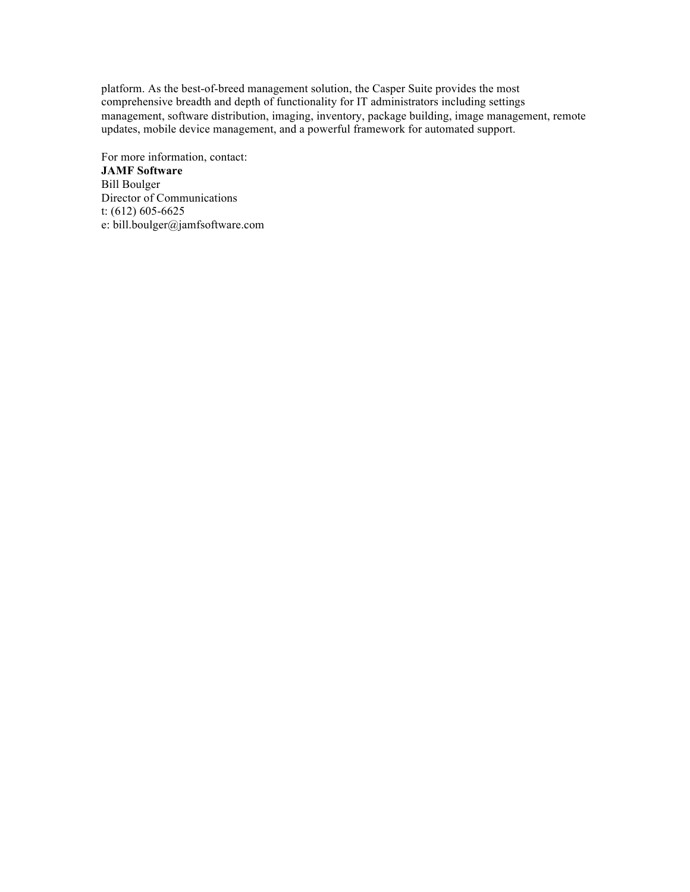platform. As the best-of-breed management solution, the Casper Suite provides the most comprehensive breadth and depth of functionality for IT administrators including settings management, software distribution, imaging, inventory, package building, image management, remote updates, mobile device management, and a powerful framework for automated support.

For more information, contact:  
**JAMF Software**  
Bill Boulger  
Director of Communications  
t: (612) 605-6625  
e: bill.boulger@jamfsoftware.com